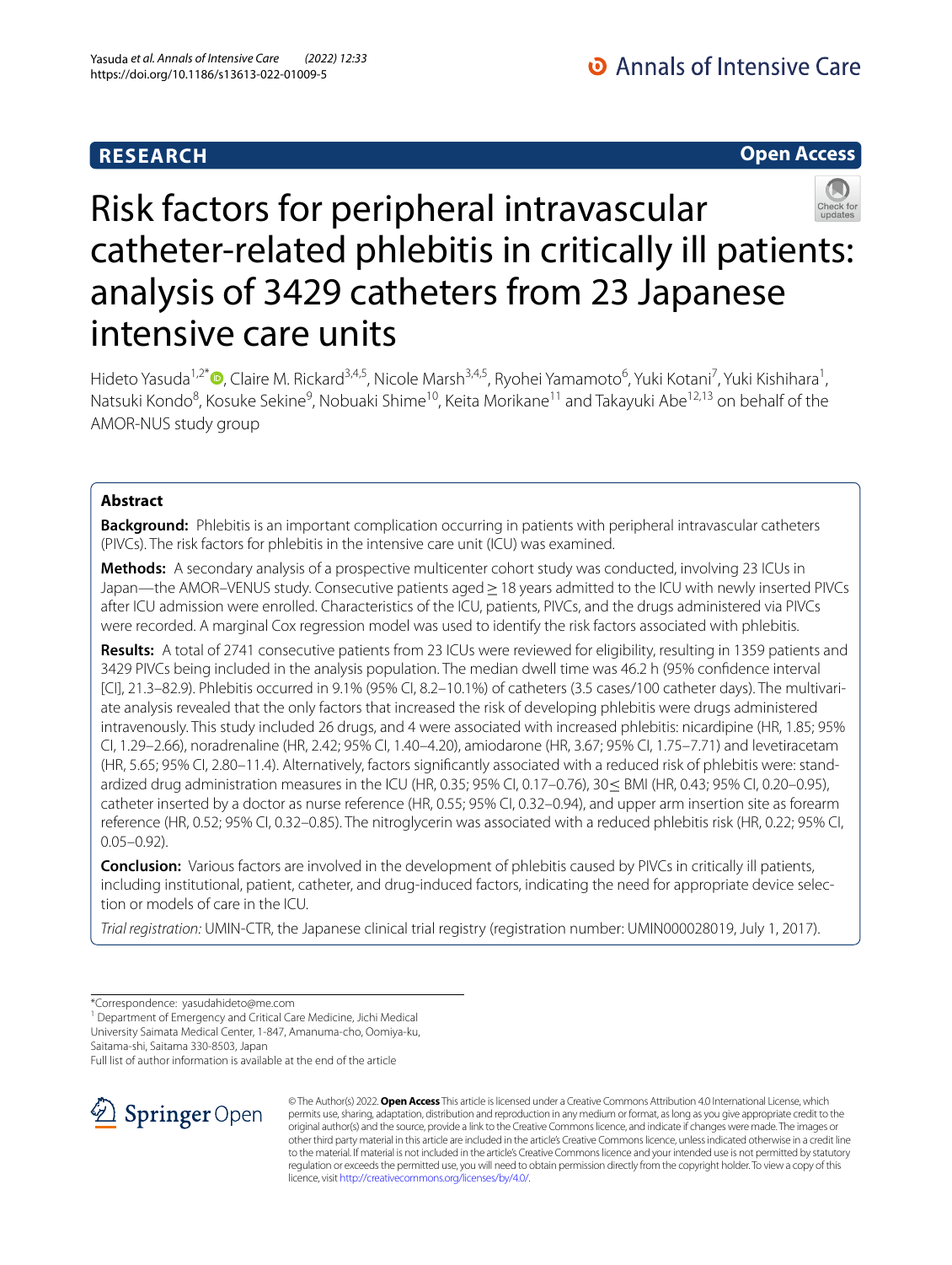RESEARCH

Open Access

# Risk factors for peripheral intravascular catheter-related phlebitis in critically ill patients: analysis of 3429 catheters from 23 Japanese intensive care units

Hideto Yasuda[1,2*], Claire M. Rickard[3,4,5], Nicole Marsh[3,4,5], Ryohei Yamamoto[6], Yuki Kotani[7], Yuki Kishihara[1], Natsuki Kondo[8], Kosuke Sekine[9], Nobuaki Shime[10], Keita Morikane[11] and Takayuki Abe[12,13] on behalf of the AMOR-NUS study group

## Abstract

**Background:** Phlebitis is an important complication occurring in patients with peripheral intravascular catheters (PIVCs). The risk factors for phlebitis in the intensive care unit (ICU) was examined.

**Methods:** A secondary analysis of a prospective multicenter cohort study was conducted, involving 23 ICUs in Japan—the AMOR–VENUS study. Consecutive patients aged ≥ 18 years admitted to the ICU with newly inserted PIVCs after ICU admission were enrolled. Characteristics of the ICU, patients, PIVCs, and the drugs administered via PIVCs were recorded. A marginal Cox regression model was used to identify the risk factors associated with phlebitis.

**Results:** A total of 2741 consecutive patients from 23 ICUs were reviewed for eligibility, resulting in 1359 patients and 3429 PIVCs being included in the analysis population. The median dwell time was 46.2 h (95% confidence interval [CI], 21.3–82.9). Phlebitis occurred in 9.1% (95% CI, 8.2–10.1%) of catheters (3.5 cases/100 catheter days). The multivariate analysis revealed that the only factors that increased the risk of developing phlebitis were drugs administered intravenously. This study included 26 drugs, and 4 were associated with increased phlebitis: nicardipine (HR, 1.85; 95% CI, 1.29–2.66), noradrenaline (HR, 2.42; 95% CI, 1.40–4.20), amiodarone (HR, 3.67; 95% CI, 1.75–7.71) and levetiracetam (HR, 5.65; 95% CI, 2.80–11.4). Alternatively, factors significantly associated with a reduced risk of phlebitis were: standardized drug administration measures in the ICU (HR, 0.35; 95% CI, 0.17–0.76), 30≤ BMI (HR, 0.43; 95% CI, 0.20–0.95), catheter inserted by a doctor as nurse reference (HR, 0.55; 95% CI, 0.32–0.94), and upper arm insertion site as forearm reference (HR, 0.52; 95% CI, 0.32–0.85). The nitroglycerin was associated with a reduced phlebitis risk (HR, 0.22; 95% CI, 0.05–0.92).

**Conclusion:** Various factors are involved in the development of phlebitis caused by PIVCs in critically ill patients, including institutional, patient, catheter, and drug-induced factors, indicating the need for appropriate device selection or models of care in the ICU.

*Trial registration:* UMIN-CTR, the Japanese clinical trial registry (registration number: UMIN000028019, July 1, 2017).

*Correspondence: yasudahideto@me.com

[1] Department of Emergency and Critical Care Medicine, Jichi Medical University Saimata Medical Center, 1-847, Amanuma-cho, Oomiya-ku, Saitama-shi, Saitama 330-8503, Japan

Full list of author information is available at the end of the article

© The Author(s) 2022. **Open Access** This article is licensed under a Creative Commons Attribution 4.0 International License, which permits use, sharing, adaptation, distribution and reproduction in any medium or format, as long as you give appropriate credit to the original author(s) and the source, provide a link to the Creative Commons licence, and indicate if changes were made. The images or other third party material in this article are included in the article's Creative Commons licence, unless indicated otherwise in a credit line to the material. If material is not included in the article's Creative Commons licence and your intended use is not permitted by statutory regulation or exceeds the permitted use, you will need to obtain permission directly from the copyright holder. To view a copy of this licence, visit http://creativecommons.org/licenses/by/4.0/.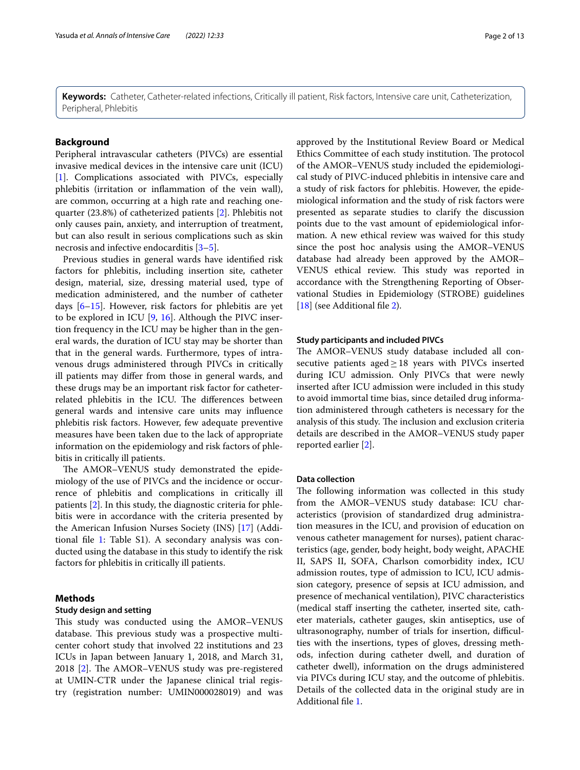**Keywords:** Catheter, Catheter-related infections, Critically ill patient, Risk factors, Intensive care unit, Catheterization, Peripheral, Phlebitis

## Background

Peripheral intravascular catheters (PIVCs) are essential invasive medical devices in the intensive care unit (ICU) [1]. Complications associated with PIVCs, especially phlebitis (irritation or inflammation of the vein wall), are common, occurring at a high rate and reaching one-quarter (23.8%) of catheterized patients [2]. Phlebitis not only causes pain, anxiety, and interruption of treatment, but can also result in serious complications such as skin necrosis and infective endocarditis [3–5].

Previous studies in general wards have identified risk factors for phlebitis, including insertion site, catheter design, material, size, dressing material used, type of medication administered, and the number of catheter days [6–15]. However, risk factors for phlebitis are yet to be explored in ICU [9, 16]. Although the PIVC insertion frequency in the ICU may be higher than in the general wards, the duration of ICU stay may be shorter than that in the general wards. Furthermore, types of intravenous drugs administered through PIVCs in critically ill patients may differ from those in general wards, and these drugs may be an important risk factor for catheter-related phlebitis in the ICU. The differences between general wards and intensive care units may influence phlebitis risk factors. However, few adequate preventive measures have been taken due to the lack of appropriate information on the epidemiology and risk factors of phlebitis in critically ill patients.

The AMOR–VENUS study demonstrated the epidemiology of the use of PIVCs and the incidence or occurrence of phlebitis and complications in critically ill patients [2]. In this study, the diagnostic criteria for phlebitis were in accordance with the criteria presented by the American Infusion Nurses Society (INS) [17] (Additional file 1: Table S1). A secondary analysis was conducted using the database in this study to identify the risk factors for phlebitis in critically ill patients.

## Methods

### Study design and setting

This study was conducted using the AMOR–VENUS database. This previous study was a prospective multicenter cohort study that involved 22 institutions and 23 ICUs in Japan between January 1, 2018, and March 31, 2018 [2]. The AMOR–VENUS study was pre-registered at UMIN-CTR under the Japanese clinical trial registry (registration number: UMIN000028019) and was approved by the Institutional Review Board or Medical Ethics Committee of each study institution. The protocol of the AMOR–VENUS study included the epidemiological study of PIVC-induced phlebitis in intensive care and a study of risk factors for phlebitis. However, the epidemiological information and the study of risk factors were presented as separate studies to clarify the discussion points due to the vast amount of epidemiological information. A new ethical review was waived for this study since the post hoc analysis using the AMOR–VENUS database had already been approved by the AMOR–VENUS ethical review. This study was reported in accordance with the Strengthening Reporting of Observational Studies in Epidemiology (STROBE) guidelines [18] (see Additional file 2).

### Study participants and included PIVCs

The AMOR–VENUS study database included all consecutive patients aged ≥ 18 years with PIVCs inserted during ICU admission. Only PIVCs that were newly inserted after ICU admission were included in this study to avoid immortal time bias, since detailed drug information administered through catheters is necessary for the analysis of this study. The inclusion and exclusion criteria details are described in the AMOR–VENUS study paper reported earlier [2].

### Data collection

The following information was collected in this study from the AMOR–VENUS study database: ICU characteristics (provision of standardized drug administration measures in the ICU, and provision of education on venous catheter management for nurses), patient characteristics (age, gender, body height, body weight, APACHE II, SAPS II, SOFA, Charlson comorbidity index, ICU admission routes, type of admission to ICU, ICU admission category, presence of sepsis at ICU admission, and presence of mechanical ventilation), PIVC characteristics (medical staff inserting the catheter, inserted site, catheter materials, catheter gauges, skin antiseptics, use of ultrasonography, number of trials for insertion, difficulties with the insertions, types of gloves, dressing methods, infection during catheter dwell, and duration of catheter dwell), information on the drugs administered via PIVCs during ICU stay, and the outcome of phlebitis. Details of the collected data in the original study are in Additional file 1.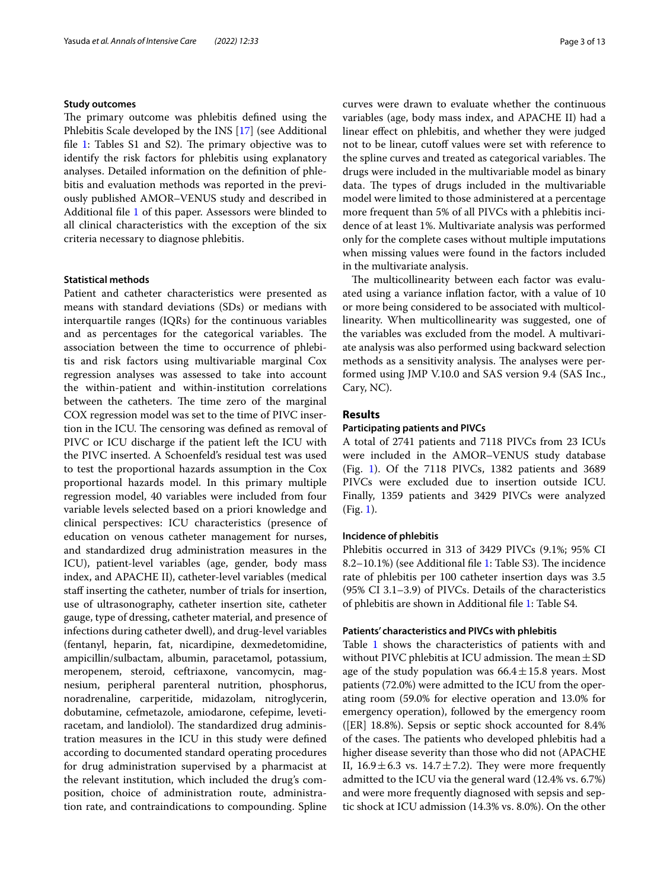### Study outcomes

The primary outcome was phlebitis defined using the Phlebitis Scale developed by the INS [17] (see Additional file 1: Tables S1 and S2). The primary objective was to identify the risk factors for phlebitis using explanatory analyses. Detailed information on the definition of phlebitis and evaluation methods was reported in the previously published AMOR–VENUS study and described in Additional file 1 of this paper. Assessors were blinded to all clinical characteristics with the exception of the six criteria necessary to diagnose phlebitis.

### Statistical methods

Patient and catheter characteristics were presented as means with standard deviations (SDs) or medians with interquartile ranges (IQRs) for the continuous variables and as percentages for the categorical variables. The association between the time to occurrence of phlebitis and risk factors using multivariable marginal Cox regression analyses was assessed to take into account the within-patient and within-institution correlations between the catheters. The time zero of the marginal COX regression model was set to the time of PIVC insertion in the ICU. The censoring was defined as removal of PIVC or ICU discharge if the patient left the ICU with the PIVC inserted. A Schoenfeld's residual test was used to test the proportional hazards assumption in the Cox proportional hazards model. In this primary multiple regression model, 40 variables were included from four variable levels selected based on a priori knowledge and clinical perspectives: ICU characteristics (presence of education on venous catheter management for nurses, and standardized drug administration measures in the ICU), patient-level variables (age, gender, body mass index, and APACHE II), catheter-level variables (medical staff inserting the catheter, number of trials for insertion, use of ultrasonography, catheter insertion site, catheter gauge, type of dressing, catheter material, and presence of infections during catheter dwell), and drug-level variables (fentanyl, heparin, fat, nicardipine, dexmedetomidine, ampicillin/sulbactam, albumin, paracetamol, potassium, meropenem, steroid, ceftriaxone, vancomycin, magnesium, peripheral parenteral nutrition, phosphorus, noradrenaline, carperitide, midazolam, nitroglycerin, dobutamine, cefmetazole, amiodarone, cefepime, levetiracetam, and landiolol). The standardized drug administration measures in the ICU in this study were defined according to documented standard operating procedures for drug administration supervised by a pharmacist at the relevant institution, which included the drug's composition, choice of administration route, administration rate, and contraindications to compounding. Spline curves were drawn to evaluate whether the continuous variables (age, body mass index, and APACHE II) had a linear effect on phlebitis, and whether they were judged not to be linear, cutoff values were set with reference to the spline curves and treated as categorical variables. The drugs were included in the multivariable model as binary data. The types of drugs included in the multivariable model were limited to those administered at a percentage more frequent than 5% of all PIVCs with a phlebitis incidence of at least 1%. Multivariate analysis was performed only for the complete cases without multiple imputations when missing values were found in the factors included in the multivariate analysis.

The multicollinearity between each factor was evaluated using a variance inflation factor, with a value of 10 or more being considered to be associated with multicollinearity. When multicollinearity was suggested, one of the variables was excluded from the model. A multivariate analysis was also performed using backward selection methods as a sensitivity analysis. The analyses were performed using JMP V.10.0 and SAS version 9.4 (SAS Inc., Cary, NC).

## Results

### Participating patients and PIVCs

A total of 2741 patients and 7118 PIVCs from 23 ICUs were included in the AMOR–VENUS study database (Fig. 1). Of the 7118 PIVCs, 1382 patients and 3689 PIVCs were excluded due to insertion outside ICU. Finally, 1359 patients and 3429 PIVCs were analyzed (Fig. 1).

### Incidence of phlebitis

Phlebitis occurred in 313 of 3429 PIVCs (9.1%; 95% CI 8.2–10.1%) (see Additional file 1: Table S3). The incidence rate of phlebitis per 100 catheter insertion days was 3.5 (95% CI 3.1–3.9) of PIVCs. Details of the characteristics of phlebitis are shown in Additional file 1: Table S4.

### Patients' characteristics and PIVCs with phlebitis

Table 1 shows the characteristics of patients with and without PIVC phlebitis at ICU admission. The mean ± SD age of the study population was 66.4 ± 15.8 years. Most patients (72.0%) were admitted to the ICU from the operating room (59.0% for elective operation and 13.0% for emergency operation), followed by the emergency room ([ER] 18.8%). Sepsis or septic shock accounted for 8.4% of the cases. The patients who developed phlebitis had a higher disease severity than those who did not (APACHE II, 16.9 ± 6.3 vs. 14.7 ± 7.2). They were more frequently admitted to the ICU via the general ward (12.4% vs. 6.7%) and were more frequently diagnosed with sepsis and septic shock at ICU admission (14.3% vs. 8.0%). On the other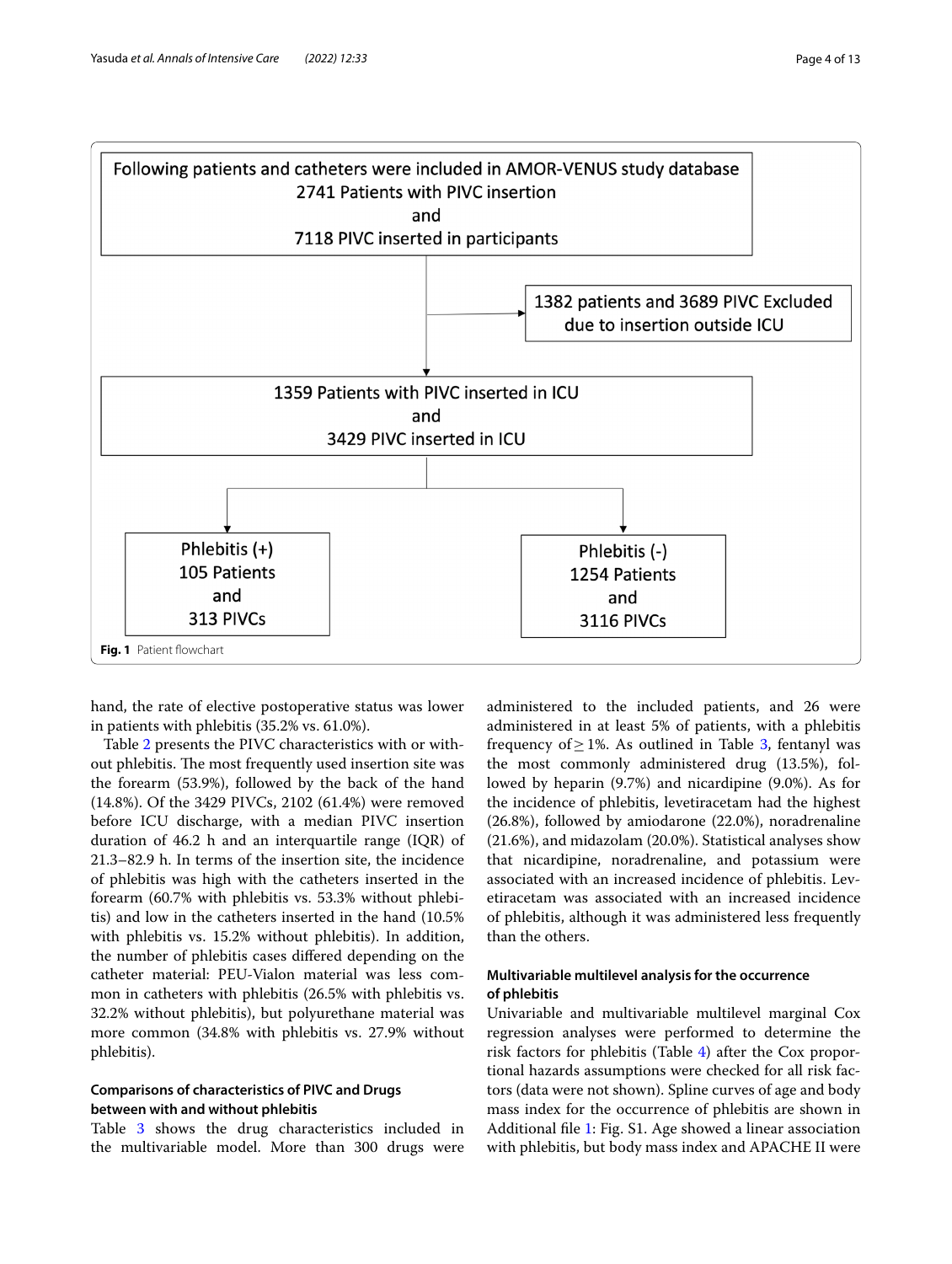Following patients and catheters were included in AMOR-VENUS study database
2741 Patients with PIVC insertion
and
7118 PIVC inserted in participants

1382 patients and 3689 PIVC Excluded due to insertion outside ICU

1359 Patients with PIVC inserted in ICU
and
3429 PIVC inserted in ICU

Phlebitis (+)
105 Patients
and
313 PIVCs

Phlebitis (-)
1254 Patients
and
3116 PIVCs

**Fig. 1** Patient flowchart

hand, the rate of elective postoperative status was lower in patients with phlebitis (35.2% vs. 61.0%).

Table 2 presents the PIVC characteristics with or without phlebitis. The most frequently used insertion site was the forearm (53.9%), followed by the back of the hand (14.8%). Of the 3429 PIVCs, 2102 (61.4%) were removed before ICU discharge, with a median PIVC insertion duration of 46.2 h and an interquartile range (IQR) of 21.3–82.9 h. In terms of the insertion site, the incidence of phlebitis was high with the catheters inserted in the forearm (60.7% with phlebitis vs. 53.3% without phlebitis) and low in the catheters inserted in the hand (10.5% with phlebitis vs. 15.2% without phlebitis). In addition, the number of phlebitis cases differed depending on the catheter material: PEU-Vialon material was less common in catheters with phlebitis (26.5% with phlebitis vs. 32.2% without phlebitis), but polyurethane material was more common (34.8% with phlebitis vs. 27.9% without phlebitis).

### Comparisons of characteristics of PIVC and Drugs between with and without phlebitis

Table 3 shows the drug characteristics included in the multivariable model. More than 300 drugs were administered to the included patients, and 26 were administered in at least 5% of patients, with a phlebitis frequency of $\geq$ 1%. As outlined in Table 3, fentanyl was the most commonly administered drug (13.5%), followed by heparin (9.7%) and nicardipine (9.0%). As for the incidence of phlebitis, levetiracetam had the highest (26.8%), followed by amiodarone (22.0%), noradrenaline (21.6%), and midazolam (20.0%). Statistical analyses show that nicardipine, noradrenaline, and potassium were associated with an increased incidence of phlebitis. Levetiracetam was associated with an increased incidence of phlebitis, although it was administered less frequently than the others.

### Multivariable multilevel analysis for the occurrence of phlebitis

Univariable and multivariable multilevel marginal Cox regression analyses were performed to determine the risk factors for phlebitis (Table 4) after the Cox proportional hazards assumptions were checked for all risk factors (data were not shown). Spline curves of age and body mass index for the occurrence of phlebitis are shown in Additional file 1: Fig. S1. Age showed a linear association with phlebitis, but body mass index and APACHE II were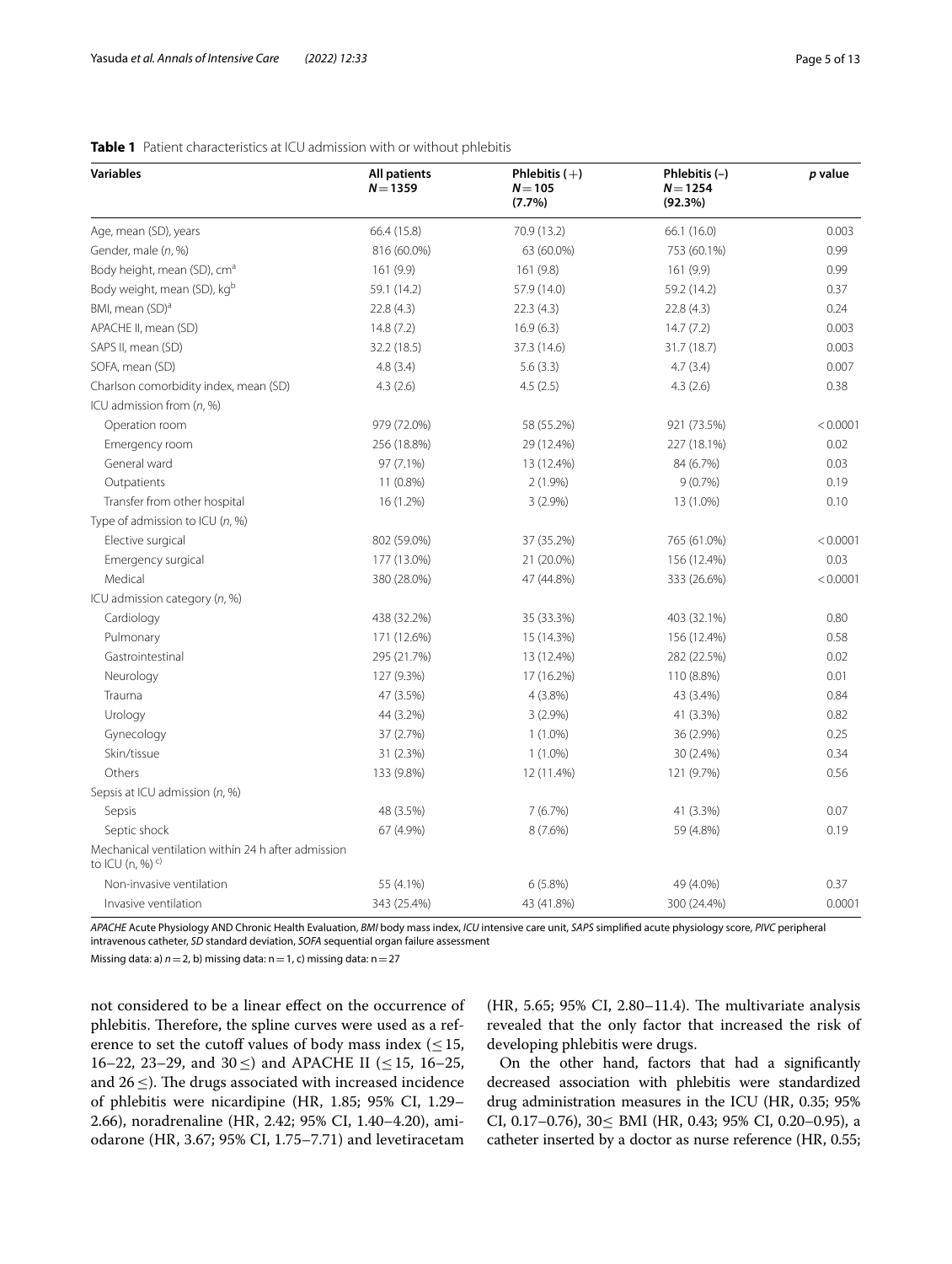**Table 1** Patient characteristics at ICU admission with or without phlebitis

| Variables | All patients $N=1359$ | Phlebitis (+) $N=105$ (7.7%) | Phlebitis (–) $N=1254$ (92.3%) | *p* value |
|---|---|---|---|---|
| Age, mean (SD), years | 66.4 (15.8) | 70.9 (13.2) | 66.1 (16.0) | 0.003 |
| Gender, male (*n*, %) | 816 (60.0%) | 63 (60.0%) | 753 (60.1%) | 0.99 |
| Body height, mean (SD), cm[a] | 161 (9.9) | 161 (9.8) | 161 (9.9) | 0.99 |
| Body weight, mean (SD), kg[b] | 59.1 (14.2) | 57.9 (14.0) | 59.2 (14.2) | 0.37 |
| BMI, mean (SD)[a] | 22.8 (4.3) | 22.3 (4.3) | 22.8 (4.3) | 0.24 |
| APACHE II, mean (SD) | 14.8 (7.2) | 16.9 (6.3) | 14.7 (7.2) | 0.003 |
| SAPS II, mean (SD) | 32.2 (18.5) | 37.3 (14.6) | 31.7 (18.7) | 0.003 |
| SOFA, mean (SD) | 4.8 (3.4) | 5.6 (3.3) | 4.7 (3.4) | 0.007 |
| Charlson comorbidity index, mean (SD) | 4.3 (2.6) | 4.5 (2.5) | 4.3 (2.6) | 0.38 |
| ICU admission from (*n*, %) | | | | |
| Operation room | 979 (72.0%) | 58 (55.2%) | 921 (73.5%) | < 0.0001 |
| Emergency room | 256 (18.8%) | 29 (12.4%) | 227 (18.1%) | 0.02 |
| General ward | 97 (7.1%) | 13 (12.4%) | 84 (6.7%) | 0.03 |
| Outpatients | 11 (0.8%) | 2 (1.9%) | 9 (0.7%) | 0.19 |
| Transfer from other hospital | 16 (1.2%) | 3 (2.9%) | 13 (1.0%) | 0.10 |
| Type of admission to ICU (*n*, %) | | | | |
| Elective surgical | 802 (59.0%) | 37 (35.2%) | 765 (61.0%) | < 0.0001 |
| Emergency surgical | 177 (13.0%) | 21 (20.0%) | 156 (12.4%) | 0.03 |
| Medical | 380 (28.0%) | 47 (44.8%) | 333 (26.6%) | < 0.0001 |
| ICU admission category (*n*, %) | | | | |
| Cardiology | 438 (32.2%) | 35 (33.3%) | 403 (32.1%) | 0.80 |
| Pulmonary | 171 (12.6%) | 15 (14.3%) | 156 (12.4%) | 0.58 |
| Gastrointestinal | 295 (21.7%) | 13 (12.4%) | 282 (22.5%) | 0.02 |
| Neurology | 127 (9.3%) | 17 (16.2%) | 110 (8.8%) | 0.01 |
| Trauma | 47 (3.5%) | 4 (3.8%) | 43 (3.4%) | 0.84 |
| Urology | 44 (3.2%) | 3 (2.9%) | 41 (3.3%) | 0.82 |
| Gynecology | 37 (2.7%) | 1 (1.0%) | 36 (2.9%) | 0.25 |
| Skin/tissue | 31 (2.3%) | 1 (1.0%) | 30 (2.4%) | 0.34 |
| Others | 133 (9.8%) | 12 (11.4%) | 121 (9.7%) | 0.56 |
| Sepsis at ICU admission (*n*, %) | | | | |
| Sepsis | 48 (3.5%) | 7 (6.7%) | 41 (3.3%) | 0.07 |
| Septic shock | 67 (4.9%) | 8 (7.6%) | 59 (4.8%) | 0.19 |
| Mechanical ventilation within 24 h after admission to ICU (n, %)[c)] | | | | |
| Non-invasive ventilation | 55 (4.1%) | 6 (5.8%) | 49 (4.0%) | 0.37 |
| Invasive ventilation | 343 (25.4%) | 43 (41.8%) | 300 (24.4%) | 0.0001 |

*APACHE* Acute Physiology AND Chronic Health Evaluation, *BMI* body mass index, *ICU* intensive care unit, *SAPS* simplified acute physiology score, *PIVC* peripheral intravenous catheter, *SD* standard deviation, *SOFA* sequential organ failure assessment

Missing data: a) $n=2$, b) missing data: n = 1, c) missing data: n = 27

not considered to be a linear effect on the occurrence of phlebitis. Therefore, the spline curves were used as a reference to set the cutoff values of body mass index (≤ 15, 16–22, 23–29, and 30 ≤) and APACHE II (≤ 15, 16–25, and 26 ≤). The drugs associated with increased incidence of phlebitis were nicardipine (HR, 1.85; 95% CI, 1.29–2.66), noradrenaline (HR, 2.42; 95% CI, 1.40–4.20), amiodarone (HR, 3.67; 95% CI, 1.75–7.71) and levetiracetam (HR, 5.65; 95% CI, 2.80–11.4). The multivariate analysis revealed that the only factor that increased the risk of developing phlebitis were drugs.

On the other hand, factors that had a significantly decreased association with phlebitis were standardized drug administration measures in the ICU (HR, 0.35; 95% CI, 0.17–0.76), 30≤ BMI (HR, 0.43; 95% CI, 0.20–0.95), a catheter inserted by a doctor as nurse reference (HR, 0.55;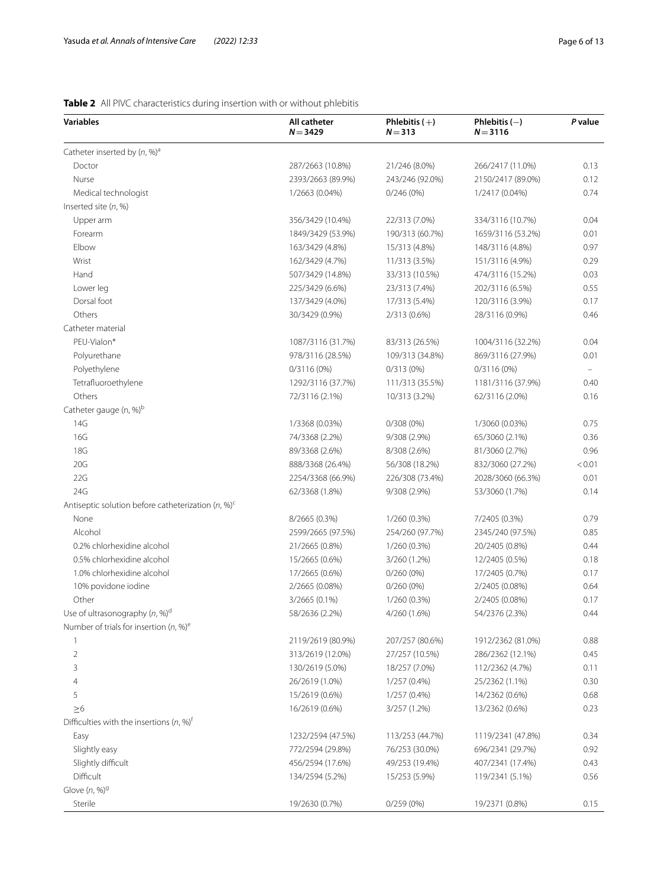**Table 2** All PIVC characteristics during insertion with or without phlebitis

| Variables | All catheter<br>$N=3429$ | Phlebitis (+)<br>$N=313$ | Phlebitis (−)<br>$N=3116$ | *P* value |
|---|---|---|---|---|
| Catheter inserted by (*n*, %)[a] | | | | |
| Doctor | 287/2663 (10.8%) | 21/246 (8.0%) | 266/2417 (11.0%) | 0.13 |
| Nurse | 2393/2663 (89.9%) | 243/246 (92.0%) | 2150/2417 (89.0%) | 0.12 |
| Medical technologist | 1/2663 (0.04%) | 0/246 (0%) | 1/2417 (0.04%) | 0.74 |
| Inserted site (*n*, %) | | | | |
| Upper arm | 356/3429 (10.4%) | 22/313 (7.0%) | 334/3116 (10.7%) | 0.04 |
| Forearm | 1849/3429 (53.9%) | 190/313 (60.7%) | 1659/3116 (53.2%) | 0.01 |
| Elbow | 163/3429 (4.8%) | 15/313 (4.8%) | 148/3116 (4.8%) | 0.97 |
| Wrist | 162/3429 (4.7%) | 11/313 (3.5%) | 151/3116 (4.9%) | 0.29 |
| Hand | 507/3429 (14.8%) | 33/313 (10.5%) | 474/3116 (15.2%) | 0.03 |
| Lower leg | 225/3429 (6.6%) | 23/313 (7.4%) | 202/3116 (6.5%) | 0.55 |
| Dorsal foot | 137/3429 (4.0%) | 17/313 (5.4%) | 120/3116 (3.9%) | 0.17 |
| Others | 30/3429 (0.9%) | 2/313 (0.6%) | 28/3116 (0.9%) | 0.46 |
| Catheter material | | | | |
| PEU-Vialon* | 1087/3116 (31.7%) | 83/313 (26.5%) | 1004/3116 (32.2%) | 0.04 |
| Polyurethane | 978/3116 (28.5%) | 109/313 (34.8%) | 869/3116 (27.9%) | 0.01 |
| Polyethylene | 0/3116 (0%) | 0/313 (0%) | 0/3116 (0%) | – |
| Tetrafluoroethylene | 1292/3116 (37.7%) | 111/313 (35.5%) | 1181/3116 (37.9%) | 0.40 |
| Others | 72/3116 (2.1%) | 10/313 (3.2%) | 62/3116 (2.0%) | 0.16 |
| Catheter gauge (n, %)[b] | | | | |
| 14G | 1/3368 (0.03%) | 0/308 (0%) | 1/3060 (0.03%) | 0.75 |
| 16G | 74/3368 (2.2%) | 9/308 (2.9%) | 65/3060 (2.1%) | 0.36 |
| 18G | 89/3368 (2.6%) | 8/308 (2.6%) | 81/3060 (2.7%) | 0.96 |
| 20G | 888/3368 (26.4%) | 56/308 (18.2%) | 832/3060 (27.2%) | < 0.01 |
| 22G | 2254/3368 (66.9%) | 226/308 (73.4%) | 2028/3060 (66.3%) | 0.01 |
| 24G | 62/3368 (1.8%) | 9/308 (2.9%) | 53/3060 (1.7%) | 0.14 |
| Antiseptic solution before catheterization (*n*, %)[c] | | | | |
| None | 8/2665 (0.3%) | 1/260 (0.3%) | 7/2405 (0.3%) | 0.79 |
| Alcohol | 2599/2665 (97.5%) | 254/260 (97.7%) | 2345/240 (97.5%) | 0.85 |
| 0.2% chlorhexidine alcohol | 21/2665 (0.8%) | 1/260 (0.3%) | 20/2405 (0.8%) | 0.44 |
| 0.5% chlorhexidine alcohol | 15/2665 (0.6%) | 3/260 (1.2%) | 12/2405 (0.5%) | 0.18 |
| 1.0% chlorhexidine alcohol | 17/2665 (0.6%) | 0/260 (0%) | 17/2405 (0.7%) | 0.17 |
| 10% povidone iodine | 2/2665 (0.08%) | 0/260 (0%) | 2/2405 (0.08%) | 0.64 |
| Other | 3/2665 (0.1%) | 1/260 (0.3%) | 2/2405 (0.08%) | 0.17 |
| Use of ultrasonography (*n*, %)[d] | 58/2636 (2.2%) | 4/260 (1.6%) | 54/2376 (2.3%) | 0.44 |
| Number of trials for insertion (*n*, %)[e] | | | | |
| 1 | 2119/2619 (80.9%) | 207/257 (80.6%) | 1912/2362 (81.0%) | 0.88 |
| 2 | 313/2619 (12.0%) | 27/257 (10.5%) | 286/2362 (12.1%) | 0.45 |
| 3 | 130/2619 (5.0%) | 18/257 (7.0%) | 112/2362 (4.7%) | 0.11 |
| 4 | 26/2619 (1.0%) | 1/257 (0.4%) | 25/2362 (1.1%) | 0.30 |
| 5 | 15/2619 (0.6%) | 1/257 (0.4%) | 14/2362 (0.6%) | 0.68 |
| ≥6 | 16/2619 (0.6%) | 3/257 (1.2%) | 13/2362 (0.6%) | 0.23 |
| Difficulties with the insertions (*n*, %)[f] | | | | |
| Easy | 1232/2594 (47.5%) | 113/253 (44.7%) | 1119/2341 (47.8%) | 0.34 |
| Slightly easy | 772/2594 (29.8%) | 76/253 (30.0%) | 696/2341 (29.7%) | 0.92 |
| Slightly difficult | 456/2594 (17.6%) | 49/253 (19.4%) | 407/2341 (17.4%) | 0.43 |
| Difficult | 134/2594 (5.2%) | 15/253 (5.9%) | 119/2341 (5.1%) | 0.56 |
| Glove (*n*, %)[g] | | | | |
| Sterile | 19/2630 (0.7%) | 0/259 (0%) | 19/2371 (0.8%) | 0.15 |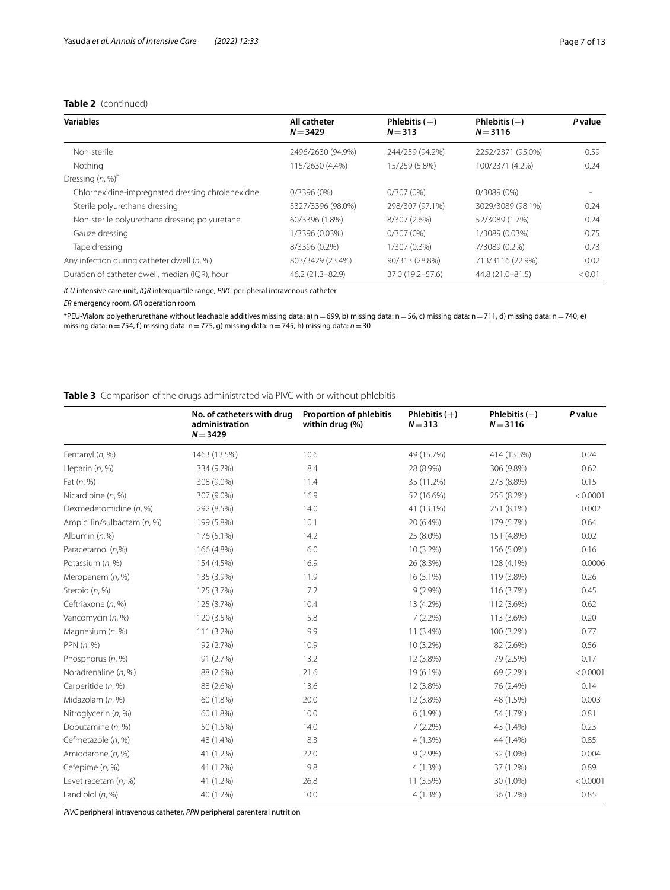**Table 2** (continued)

| Variables | All catheter $N=3429$ | Phlebitis (+) $N=313$ | Phlebitis (−) $N=3116$ | *P* value |
|---|---|---|---|---|
| Non-sterile | 2496/2630 (94.9%) | 244/259 (94.2%) | 2252/2371 (95.0%) | 0.59 |
| Nothing | 115/2630 (4.4%) | 15/259 (5.8%) | 100/2371 (4.2%) | 0.24 |
| Dressing (*n*, %)[h] | | | | |
| Chlorhexidine-impregnated dressing chrolehexidne | 0/3396 (0%) | 0/307 (0%) | 0/3089 (0%) | - |
| Sterile polyurethane dressing | 3327/3396 (98.0%) | 298/307 (97.1%) | 3029/3089 (98.1%) | 0.24 |
| Non-sterile polyurethane dressing polyuretane | 60/3396 (1.8%) | 8/307 (2.6%) | 52/3089 (1.7%) | 0.24 |
| Gauze dressing | 1/3396 (0.03%) | 0/307 (0%) | 1/3089 (0.03%) | 0.75 |
| Tape dressing | 8/3396 (0.2%) | 1/307 (0.3%) | 7/3089 (0.2%) | 0.73 |
| Any infection during catheter dwell (*n*, %) | 803/3429 (23.4%) | 90/313 (28.8%) | 713/3116 (22.9%) | 0.02 |
| Duration of catheter dwell, median (IQR), hour | 46.2 (21.3–82.9) | 37.0 (19.2–57.6) | 44.8 (21.0–81.5) | < 0.01 |

*ICU* intensive care unit, *IQR* interquartile range, *PIVC* peripheral intravenous catheter

*ER* emergency room, *OR* operation room

*PEU-Vialon: polyetherurethane without leachable additives missing data: a) n = 699, b) missing data: n = 56, c) missing data: n = 711, d) missing data: n = 740, e) missing data: n = 754, f) missing data: n = 775, g) missing data: n = 745, h) missing data: *n* = 30

**Table 3** Comparison of the drugs administrated via PIVC with or without phlebitis

| | No. of catheters with drug administration $N=3429$ | Proportion of phlebitis within drug (%) | Phlebitis (+) $N=313$ | Phlebitis (−) $N=3116$ | *P* value |
|---|---|---|---|---|---|
| Fentanyl (*n*, %) | 1463 (13.5%) | 10.6 | 49 (15.7%) | 414 (13.3%) | 0.24 |
| Heparin (*n*, %) | 334 (9.7%) | 8.4 | 28 (8.9%) | 306 (9.8%) | 0.62 |
| Fat (*n*, %) | 308 (9.0%) | 11.4 | 35 (11.2%) | 273 (8.8%) | 0.15 |
| Nicardipine (*n*, %) | 307 (9.0%) | 16.9 | 52 (16.6%) | 255 (8.2%) | < 0.0001 |
| Dexmedetomidine (*n*, %) | 292 (8.5%) | 14.0 | 41 (13.1%) | 251 (8.1%) | 0.002 |
| Ampicillin/sulbactam (*n*, %) | 199 (5.8%) | 10.1 | 20 (6.4%) | 179 (5.7%) | 0.64 |
| Albumin (*n*,%) | 176 (5.1%) | 14.2 | 25 (8.0%) | 151 (4.8%) | 0.02 |
| Paracetamol (*n*,%) | 166 (4.8%) | 6.0 | 10 (3.2%) | 156 (5.0%) | 0.16 |
| Potassium (*n*, %) | 154 (4.5%) | 16.9 | 26 (8.3%) | 128 (4.1%) | 0.0006 |
| Meropenem (*n*, %) | 135 (3.9%) | 11.9 | 16 (5.1%) | 119 (3.8%) | 0.26 |
| Steroid (*n*, %) | 125 (3.7%) | 7.2 | 9 (2.9%) | 116 (3.7%) | 0.45 |
| Ceftriaxone (*n*, %) | 125 (3.7%) | 10.4 | 13 (4.2%) | 112 (3.6%) | 0.62 |
| Vancomycin (*n*, %) | 120 (3.5%) | 5.8 | 7 (2.2%) | 113 (3.6%) | 0.20 |
| Magnesium (*n*, %) | 111 (3.2%) | 9.9 | 11 (3.4%) | 100 (3.2%) | 0.77 |
| PPN (*n*, %) | 92 (2.7%) | 10.9 | 10 (3.2%) | 82 (2.6%) | 0.56 |
| Phosphorus (*n*, %) | 91 (2.7%) | 13.2 | 12 (3.8%) | 79 (2.5%) | 0.17 |
| Noradrenaline (*n*, %) | 88 (2.6%) | 21.6 | 19 (6.1%) | 69 (2.2%) | < 0.0001 |
| Carperitide (*n*, %) | 88 (2.6%) | 13.6 | 12 (3.8%) | 76 (2.4%) | 0.14 |
| Midazolam (*n*, %) | 60 (1.8%) | 20.0 | 12 (3.8%) | 48 (1.5%) | 0.003 |
| Nitroglycerin (*n*, %) | 60 (1.8%) | 10.0 | 6 (1.9%) | 54 (1.7%) | 0.81 |
| Dobutamine (*n*, %) | 50 (1.5%) | 14.0 | 7 (2.2%) | 43 (1.4%) | 0.23 |
| Cefmetazole (*n*, %) | 48 (1.4%) | 8.3 | 4 (1.3%) | 44 (1.4%) | 0.85 |
| Amiodarone (*n*, %) | 41 (1.2%) | 22.0 | 9 (2.9%) | 32 (1.0%) | 0.004 |
| Cefepime (*n*, %) | 41 (1.2%) | 9.8 | 4 (1.3%) | 37 (1.2%) | 0.89 |
| Levetiracetam (*n*, %) | 41 (1.2%) | 26.8 | 11 (3.5%) | 30 (1.0%) | < 0.0001 |
| Landiolol (*n*, %) | 40 (1.2%) | 10.0 | 4 (1.3%) | 36 (1.2%) | 0.85 |

*PIVC* peripheral intravenous catheter, *PPN* peripheral parenteral nutrition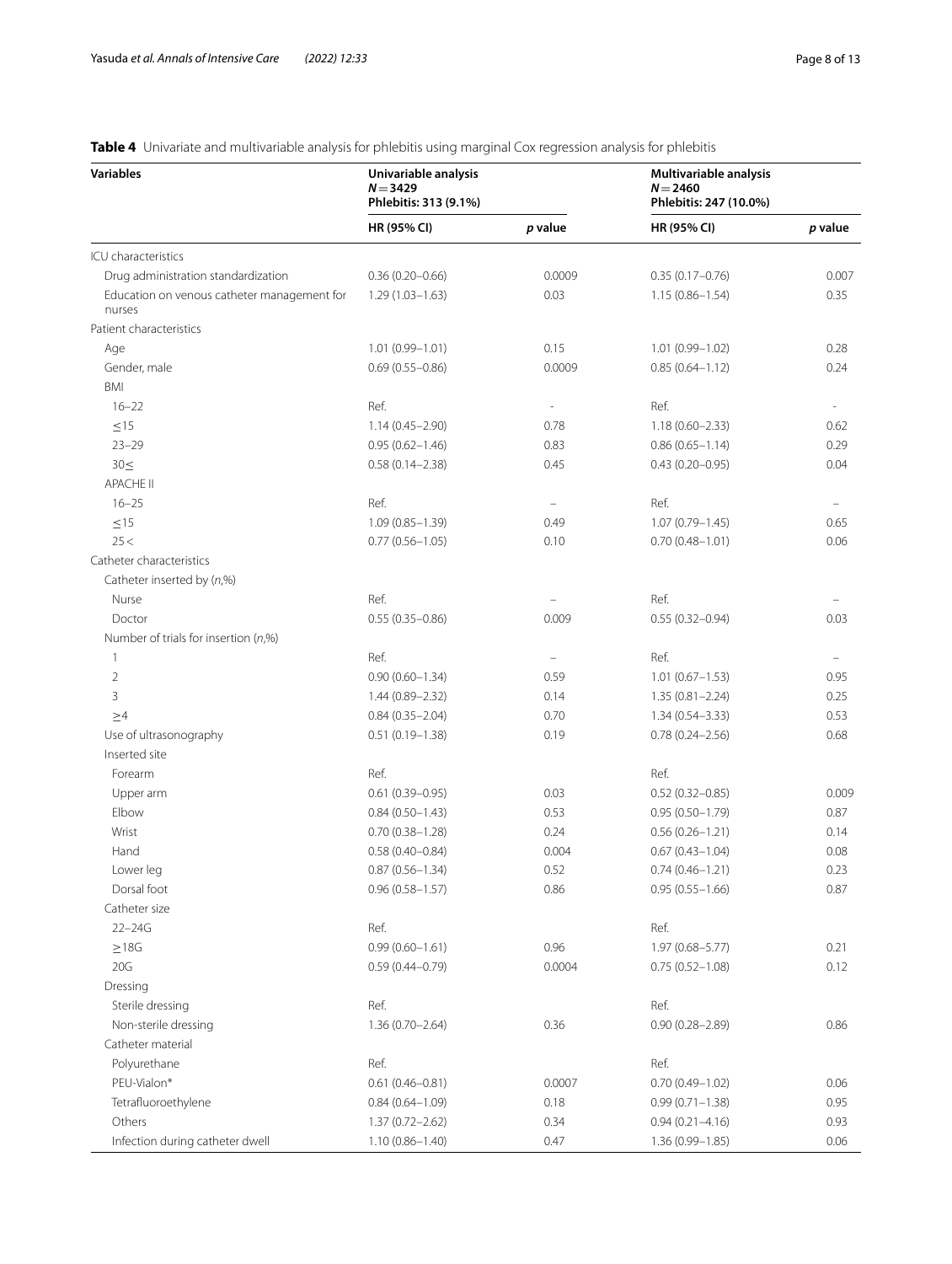**Table 4** Univariate and multivariable analysis for phlebitis using marginal Cox regression analysis for phlebitis

| Variables | Univariable analysis<br>$N = 3429$<br>Phlebitis: 313 (9.1%) | | Multivariable analysis<br>$N = 2460$<br>Phlebitis: 247 (10.0%) | |
|---|---|---|---|---|
| | HR (95% CI) | *p* value | HR (95% CI) | *p* value |
| ICU characteristics | | | | |
| Drug administration standardization | 0.36 (0.20–0.66) | 0.0009 | 0.35 (0.17–0.76) | 0.007 |
| Education on venous catheter management for nurses | 1.29 (1.03–1.63) | 0.03 | 1.15 (0.86–1.54) | 0.35 |
| Patient characteristics | | | | |
| Age | 1.01 (0.99–1.01) | 0.15 | 1.01 (0.99–1.02) | 0.28 |
| Gender, male | 0.69 (0.55–0.86) | 0.0009 | 0.85 (0.64–1.12) | 0.24 |
| BMI | | | | |
| 16–22 | Ref. | - | Ref. | - |
| ≤15 | 1.14 (0.45–2.90) | 0.78 | 1.18 (0.60–2.33) | 0.62 |
| 23–29 | 0.95 (0.62–1.46) | 0.83 | 0.86 (0.65–1.14) | 0.29 |
| 30≤ | 0.58 (0.14–2.38) | 0.45 | 0.43 (0.20–0.95) | 0.04 |
| APACHE II | | | | |
| 16–25 | Ref. | – | Ref. | – |
| ≤15 | 1.09 (0.85–1.39) | 0.49 | 1.07 (0.79–1.45) | 0.65 |
| 25< | 0.77 (0.56–1.05) | 0.10 | 0.70 (0.48–1.01) | 0.06 |
| Catheter characteristics | | | | |
| Catheter inserted by (*n*,%) | | | | |
| Nurse | Ref. | – | Ref. | – |
| Doctor | 0.55 (0.35–0.86) | 0.009 | 0.55 (0.32–0.94) | 0.03 |
| Number of trials for insertion (*n*,%) | | | | |
| 1 | Ref. | – | Ref. | – |
| 2 | 0.90 (0.60–1.34) | 0.59 | 1.01 (0.67–1.53) | 0.95 |
| 3 | 1.44 (0.89–2.32) | 0.14 | 1.35 (0.81–2.24) | 0.25 |
| ≥4 | 0.84 (0.35–2.04) | 0.70 | 1.34 (0.54–3.33) | 0.53 |
| Use of ultrasonography | 0.51 (0.19–1.38) | 0.19 | 0.78 (0.24–2.56) | 0.68 |
| Inserted site | | | | |
| Forearm | Ref. | | Ref. | |
| Upper arm | 0.61 (0.39–0.95) | 0.03 | 0.52 (0.32–0.85) | 0.009 |
| Elbow | 0.84 (0.50–1.43) | 0.53 | 0.95 (0.50–1.79) | 0.87 |
| Wrist | 0.70 (0.38–1.28) | 0.24 | 0.56 (0.26–1.21) | 0.14 |
| Hand | 0.58 (0.40–0.84) | 0.004 | 0.67 (0.43–1.04) | 0.08 |
| Lower leg | 0.87 (0.56–1.34) | 0.52 | 0.74 (0.46–1.21) | 0.23 |
| Dorsal foot | 0.96 (0.58–1.57) | 0.86 | 0.95 (0.55–1.66) | 0.87 |
| Catheter size | | | | |
| 22–24G | Ref. | | Ref. | |
| ≥18G | 0.99 (0.60–1.61) | 0.96 | 1.97 (0.68–5.77) | 0.21 |
| 20G | 0.59 (0.44–0.79) | 0.0004 | 0.75 (0.52–1.08) | 0.12 |
| Dressing | | | | |
| Sterile dressing | Ref. | | Ref. | |
| Non-sterile dressing | 1.36 (0.70–2.64) | 0.36 | 0.90 (0.28–2.89) | 0.86 |
| Catheter material | | | | |
| Polyurethane | Ref. | | Ref. | |
| PEU-Vialon* | 0.61 (0.46–0.81) | 0.0007 | 0.70 (0.49–1.02) | 0.06 |
| Tetrafluoroethylene | 0.84 (0.64–1.09) | 0.18 | 0.99 (0.71–1.38) | 0.95 |
| Others | 1.37 (0.72–2.62) | 0.34 | 0.94 (0.21–4.16) | 0.93 |
| Infection during catheter dwell | 1.10 (0.86–1.40) | 0.47 | 1.36 (0.99–1.85) | 0.06 |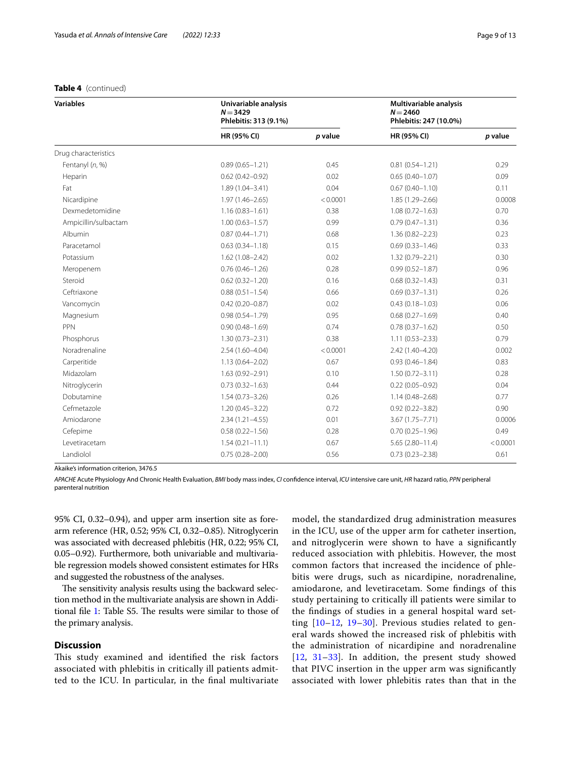**Table 4** (continued)

| Variables | Univariable analysis $N = 3429$ Phlebitis: 313 (9.1%) | | Multivariable analysis $N = 2460$ Phlebitis: 247 (10.0%) | |
|---|---|---|---|---|
| | HR (95% CI) | *p* value | HR (95% CI) | *p* value |
| Drug characteristics | | | | |
| Fentanyl (*n*, %) | 0.89 (0.65–1.21) | 0.45 | 0.81 (0.54–1.21) | 0.29 |
| Heparin | 0.62 (0.42–0.92) | 0.02 | 0.65 (0.40–1.07) | 0.09 |
| Fat | 1.89 (1.04–3.41) | 0.04 | 0.67 (0.40–1.10) | 0.11 |
| Nicardipine | 1.97 (1.46–2.65) | < 0.0001 | 1.85 (1.29–2.66) | 0.0008 |
| Dexmedetomidine | 1.16 (0.83–1.61) | 0.38 | 1.08 (0.72–1.63) | 0.70 |
| Ampicillin/sulbactam | 1.00 (0.63–1.57) | 0.99 | 0.79 (0.47–1.31) | 0.36 |
| Albumin | 0.87 (0.44–1.71) | 0.68 | 1.36 (0.82–2.23) | 0.23 |
| Paracetamol | 0.63 (0.34–1.18) | 0.15 | 0.69 (0.33–1.46) | 0.33 |
| Potassium | 1.62 (1.08–2.42) | 0.02 | 1.32 (0.79–2.21) | 0.30 |
| Meropenem | 0.76 (0.46–1.26) | 0.28 | 0.99 (0.52–1.87) | 0.96 |
| Steroid | 0.62 (0.32–1.20) | 0.16 | 0.68 (0.32–1.43) | 0.31 |
| Ceftriaxone | 0.88 (0.51–1.54) | 0.66 | 0.69 (0.37–1.31) | 0.26 |
| Vancomycin | 0.42 (0.20–0.87) | 0.02 | 0.43 (0.18–1.03) | 0.06 |
| Magnesium | 0.98 (0.54–1.79) | 0.95 | 0.68 (0.27–1.69) | 0.40 |
| PPN | 0.90 (0.48–1.69) | 0.74 | 0.78 (0.37–1.62) | 0.50 |
| Phosphorus | 1.30 (0.73–2.31) | 0.38 | 1.11 (0.53–2.33) | 0.79 |
| Noradrenaline | 2.54 (1.60–4.04) | < 0.0001 | 2.42 (1.40–4.20) | 0.002 |
| Carperitide | 1.13 (0.64–2.02) | 0.67 | 0.93 (0.46–1.84) | 0.83 |
| Midazolam | 1.63 (0.92–2.91) | 0.10 | 1.50 (0.72–3.11) | 0.28 |
| Nitroglycerin | 0.73 (0.32–1.63) | 0.44 | 0.22 (0.05–0.92) | 0.04 |
| Dobutamine | 1.54 (0.73–3.26) | 0.26 | 1.14 (0.48–2.68) | 0.77 |
| Cefmetazole | 1.20 (0.45–3.22) | 0.72 | 0.92 (0.22–3.82) | 0.90 |
| Amiodarone | 2.34 (1.21–4.55) | 0.01 | 3.67 (1.75–7.71) | 0.0006 |
| Cefepime | 0.58 (0.22–1.56) | 0.28 | 0.70 (0.25–1.96) | 0.49 |
| Levetiracetam | 1.54 (0.21–11.1) | 0.67 | 5.65 (2.80–11.4) | < 0.0001 |
| Landiolol | 0.75 (0.28–2.00) | 0.56 | 0.73 (0.23–2.38) | 0.61 |

Akaike's information criterion, 3476.5

*APACHE* Acute Physiology And Chronic Health Evaluation, *BMI* body mass index, *CI* confidence interval, *ICU* intensive care unit, *HR* hazard ratio, *PPN* peripheral parenteral nutrition

95% CI, 0.32–0.94), and upper arm insertion site as forearm reference (HR, 0.52; 95% CI, 0.32–0.85). Nitroglycerin was associated with decreased phlebitis (HR, 0.22; 95% CI, 0.05–0.92). Furthermore, both univariable and multivariable regression models showed consistent estimates for HRs and suggested the robustness of the analyses.

The sensitivity analysis results using the backward selection method in the multivariate analysis are shown in Additional file 1: Table S5. The results were similar to those of the primary analysis.

## Discussion

This study examined and identified the risk factors associated with phlebitis in critically ill patients admitted to the ICU. In particular, in the final multivariate model, the standardized drug administration measures in the ICU, use of the upper arm for catheter insertion, and nitroglycerin were shown to have a significantly reduced association with phlebitis. However, the most common factors that increased the incidence of phlebitis were drugs, such as nicardipine, noradrenaline, amiodarone, and levetiracetam. Some findings of this study pertaining to critically ill patients were similar to the findings of studies in a general hospital ward setting [10–12, 19–30]. Previous studies related to general wards showed the increased risk of phlebitis with the administration of nicardipine and noradrenaline [12, 31–33]. In addition, the present study showed that PIVC insertion in the upper arm was significantly associated with lower phlebitis rates than that in the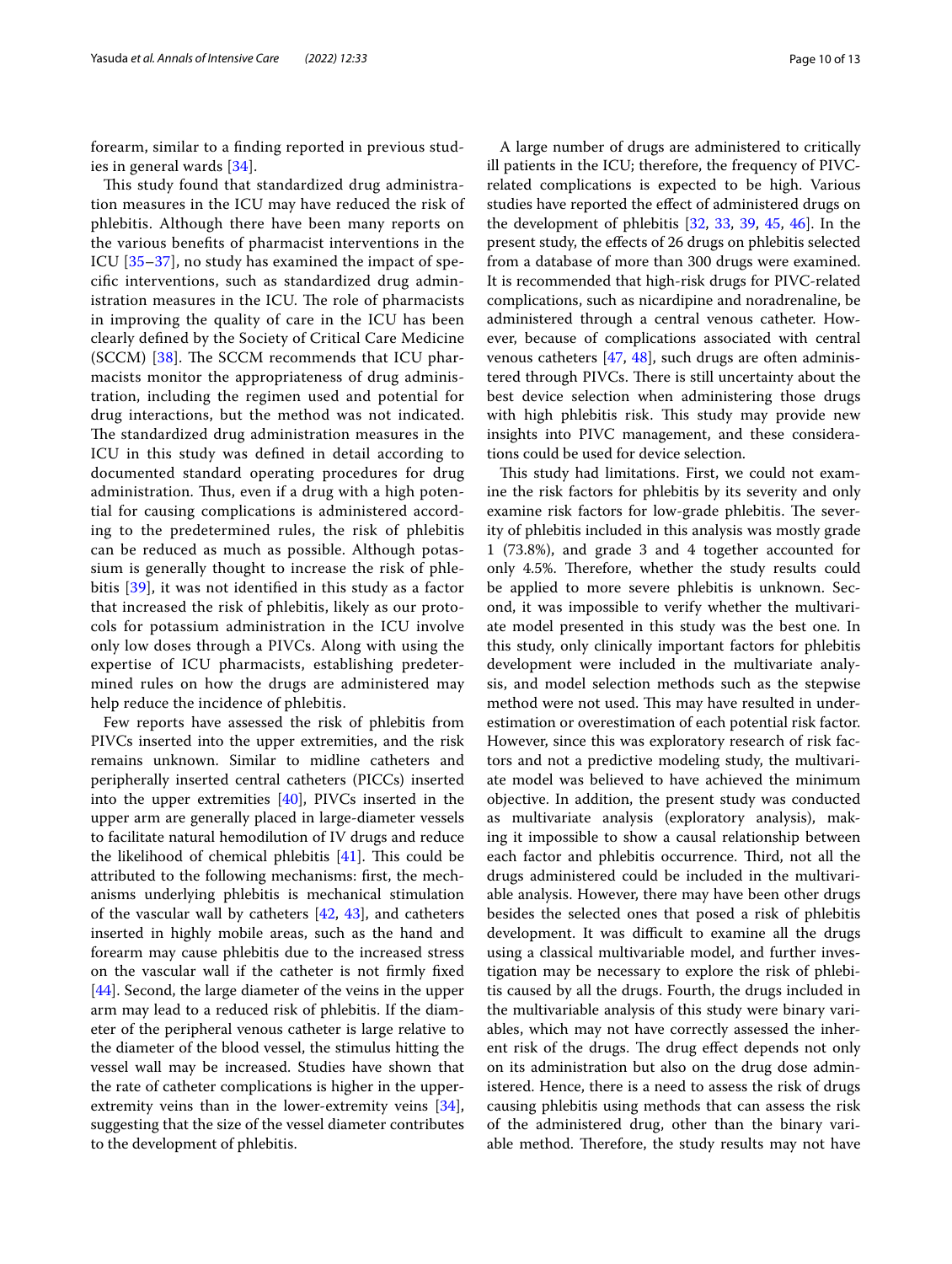forearm, similar to a finding reported in previous studies in general wards [34].

This study found that standardized drug administration measures in the ICU may have reduced the risk of phlebitis. Although there have been many reports on the various benefits of pharmacist interventions in the ICU [35–37], no study has examined the impact of specific interventions, such as standardized drug administration measures in the ICU. The role of pharmacists in improving the quality of care in the ICU has been clearly defined by the Society of Critical Care Medicine (SCCM) [38]. The SCCM recommends that ICU pharmacists monitor the appropriateness of drug administration, including the regimen used and potential for drug interactions, but the method was not indicated. The standardized drug administration measures in the ICU in this study was defined in detail according to documented standard operating procedures for drug administration. Thus, even if a drug with a high potential for causing complications is administered according to the predetermined rules, the risk of phlebitis can be reduced as much as possible. Although potassium is generally thought to increase the risk of phlebitis [39], it was not identified in this study as a factor that increased the risk of phlebitis, likely as our protocols for potassium administration in the ICU involve only low doses through a PIVCs. Along with using the expertise of ICU pharmacists, establishing predetermined rules on how the drugs are administered may help reduce the incidence of phlebitis.

Few reports have assessed the risk of phlebitis from PIVCs inserted into the upper extremities, and the risk remains unknown. Similar to midline catheters and peripherally inserted central catheters (PICCs) inserted into the upper extremities [40], PIVCs inserted in the upper arm are generally placed in large-diameter vessels to facilitate natural hemodilution of IV drugs and reduce the likelihood of chemical phlebitis [41]. This could be attributed to the following mechanisms: first, the mechanisms underlying phlebitis is mechanical stimulation of the vascular wall by catheters [42, 43], and catheters inserted in highly mobile areas, such as the hand and forearm may cause phlebitis due to the increased stress on the vascular wall if the catheter is not firmly fixed [44]. Second, the large diameter of the veins in the upper arm may lead to a reduced risk of phlebitis. If the diameter of the peripheral venous catheter is large relative to the diameter of the blood vessel, the stimulus hitting the vessel wall may be increased. Studies have shown that the rate of catheter complications is higher in the upper-extremity veins than in the lower-extremity veins [34], suggesting that the size of the vessel diameter contributes to the development of phlebitis.

A large number of drugs are administered to critically ill patients in the ICU; therefore, the frequency of PIVC-related complications is expected to be high. Various studies have reported the effect of administered drugs on the development of phlebitis [32, 33, 39, 45, 46]. In the present study, the effects of 26 drugs on phlebitis selected from a database of more than 300 drugs were examined. It is recommended that high-risk drugs for PIVC-related complications, such as nicardipine and noradrenaline, be administered through a central venous catheter. However, because of complications associated with central venous catheters [47, 48], such drugs are often administered through PIVCs. There is still uncertainty about the best device selection when administering those drugs with high phlebitis risk. This study may provide new insights into PIVC management, and these considerations could be used for device selection.

This study had limitations. First, we could not examine the risk factors for phlebitis by its severity and only examine risk factors for low-grade phlebitis. The severity of phlebitis included in this analysis was mostly grade 1 (73.8%), and grade 3 and 4 together accounted for only 4.5%. Therefore, whether the study results could be applied to more severe phlebitis is unknown. Second, it was impossible to verify whether the multivariate model presented in this study was the best one. In this study, only clinically important factors for phlebitis development were included in the multivariate analysis, and model selection methods such as the stepwise method were not used. This may have resulted in underestimation or overestimation of each potential risk factor. However, since this was exploratory research of risk factors and not a predictive modeling study, the multivariate model was believed to have achieved the minimum objective. In addition, the present study was conducted as multivariate analysis (exploratory analysis), making it impossible to show a causal relationship between each factor and phlebitis occurrence. Third, not all the drugs administered could be included in the multivariable analysis. However, there may have been other drugs besides the selected ones that posed a risk of phlebitis development. It was difficult to examine all the drugs using a classical multivariable model, and further investigation may be necessary to explore the risk of phlebitis caused by all the drugs. Fourth, the drugs included in the multivariable analysis of this study were binary variables, which may not have correctly assessed the inherent risk of the drugs. The drug effect depends not only on its administration but also on the drug dose administered. Hence, there is a need to assess the risk of drugs causing phlebitis using methods that can assess the risk of the administered drug, other than the binary variable method. Therefore, the study results may not have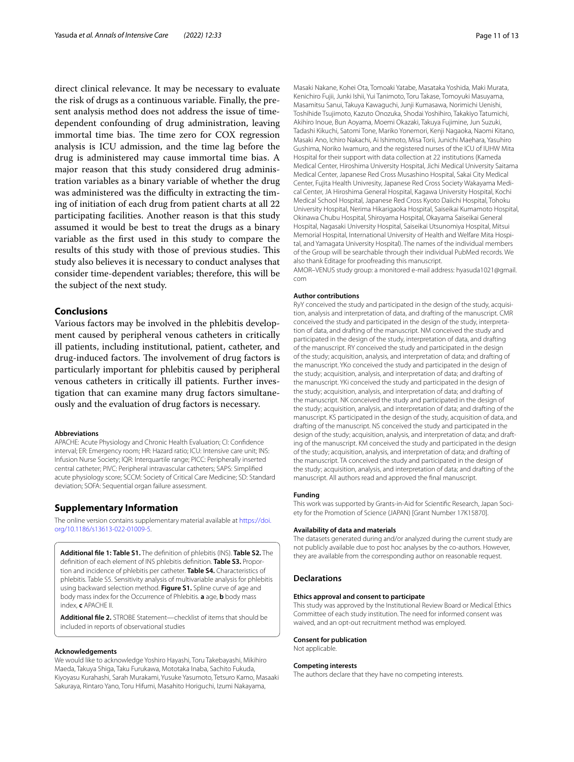direct clinical relevance. It may be necessary to evaluate the risk of drugs as a continuous variable. Finally, the present analysis method does not address the issue of time-dependent confounding of drug administration, leaving immortal time bias. The time zero for COX regression analysis is ICU admission, and the time lag before the drug is administered may cause immortal time bias. A major reason that this study considered drug administration variables as a binary variable of whether the drug was administered was the difficulty in extracting the timing of initiation of each drug from patient charts at all 22 participating facilities. Another reason is that this study assumed it would be best to treat the drugs as a binary variable as the first used in this study to compare the results of this study with those of previous studies. This study also believes it is necessary to conduct analyses that consider time-dependent variables; therefore, this will be the subject of the next study.

## Conclusions

Various factors may be involved in the phlebitis development caused by peripheral venous catheters in critically ill patients, including institutional, patient, catheter, and drug-induced factors. The involvement of drug factors is particularly important for phlebitis caused by peripheral venous catheters in critically ill patients. Further investigation that can examine many drug factors simultaneously and the evaluation of drug factors is necessary.

#### Abbreviations

APACHE: Acute Physiology and Chronic Health Evaluation; CI: Confidence interval; ER: Emergency room; HR: Hazard ratio; ICU: Intensive care unit; INS: Infusion Nurse Society; IQR: Interquartile range; PICC: Peripherally inserted central catheter; PIVC: Peripheral intravascular catheters; SAPS: Simplified acute physiology score; SCCM: Society of Critical Care Medicine; SD: Standard deviation; SOFA: Sequential organ failure assessment.

## Supplementary Information

The online version contains supplementary material available at https://doi.org/10.1186/s13613-022-01009-5.

**Additional file 1: Table S1.** The definition of phlebitis (INS). **Table S2.** The definition of each element of INS phlebitis definition. **Table S3.** Proportion and incidence of phlebitis per catheter. **Table S4.** Characteristics of phlebitis. Table S5. Sensitivity analysis of multivariable analysis for phlebitis using backward selection method. **Figure S1.** Spline curve of age and body mass index for the Occurrence of Phlebitis. **a** age, **b** body mass index, **c** APACHE II.

**Additional file 2.** STROBE Statement—checklist of items that should be included in reports of observational studies

#### Acknowledgements

We would like to acknowledge Yoshiro Hayashi, Toru Takebayashi, Mikihiro Maeda, Takuya Shiga, Taku Furukawa, Mototaka Inaba, Sachito Fukuda, Kiyoyasu Kurahashi, Sarah Murakami, Yusuke Yasumoto, Tetsuro Kamo, Masaaki Sakuraya, Rintaro Yano, Toru Hifumi, Masahito Horiguchi, Izumi Nakayama, Masaki Nakane, Kohei Ota, Tomoaki Yatabe, Masataka Yoshida, Maki Murata, Kenichiro Fujii, Junki Ishii, Yui Tanimoto, Toru Takase, Tomoyuki Masuyama, Masamitsu Sanui, Takuya Kawaguchi, Junji Kumasawa, Norimichi Uenishi, Toshihide Tsujimoto, Kazuto Onozuka, Shodai Yoshihiro, Takakiyo Tatumichi, Akihiro Inoue, Bun Aoyama, Moemi Okazaki, Takuya Fujimine, Jun Suzuki, Tadashi Kikuchi, Satomi Tone, Mariko Yonemori, Kenji Nagaoka, Naomi Kitano, Masaki Ano, Ichiro Nakachi, Ai Ishimoto, Misa Torii, Junichi Maehara, Yasuhiro Gushima, Noriko Iwamuro, and the registered nurses of the ICU of IUHW Mita Hospital for their support with data collection at 22 institutions (Kameda Medical Center, Hiroshima University Hospital, Jichi Medical University Saitama Medical Center, Japanese Red Cross Musashino Hospital, Sakai City Medical Center, Fujita Health Univresity, Japanese Red Cross Society Wakayama Medical Center, JA Hiroshima General Hospital, Kagawa University Hospital, Kochi Medical School Hospital, Japanese Red Cross Kyoto Daiichi Hospital, Tohoku University Hospital, Nerima Hikarigaoka Hospital, Saiseikai Kumamoto Hospital, Okinawa Chubu Hospital, Shiroyama Hospital, Okayama Saiseikai General Hospital, Nagasaki University Hospital, Saiseikai Utsunomiya Hospital, Mitsui Memorial Hospital, International University of Health and Welfare Mita Hospital, and Yamagata University Hospital). The names of the individual members of the Group will be searchable through their individual PubMed records. We also thank Editage for proofreading this manuscript.

AMOR–VENUS study group: a monitored e-mail address: hyasuda1021@gmail.com

#### Author contributions

RyY conceived the study and participated in the design of the study, acquisition, analysis and interpretation of data, and drafting of the manuscript. CMR conceived the study and participated in the design of the study, interpretation of data, and drafting of the manuscript. NM conceived the study and participated in the design of the study, interpretation of data, and drafting of the manuscript. RY conceived the study and participated in the design of the study; acquisition, analysis, and interpretation of data; and drafting of the manuscript. YKo conceived the study and participated in the design of the study; acquisition, analysis, and interpretation of data; and drafting of the manuscript. YKi conceived the study and participated in the design of the study; acquisition, analysis, and interpretation of data; and drafting of the manuscript. NK conceived the study and participated in the design of the study; acquisition, analysis, and interpretation of data; and drafting of the manuscript. KS participated in the design of the study, acquisition of data, and drafting of the manuscript. NS conceived the study and participated in the design of the study; acquisition, analysis, and interpretation of data; and drafting of the manuscript. KM conceived the study and participated in the design of the study; acquisition, analysis, and interpretation of data; and drafting of the manuscript. TA conceived the study and participated in the design of the study; acquisition, analysis, and interpretation of data; and drafting of the manuscript. All authors read and approved the final manuscript.

#### Funding

This work was supported by Grants-in-Aid for Scientific Research, Japan Society for the Promotion of Science (JAPAN) [Grant Number 17K15870].

#### Availability of data and materials

The datasets generated during and/or analyzed during the current study are not publicly available due to post hoc analyses by the co-authors. However, they are available from the corresponding author on reasonable request.

## Declarations

#### Ethics approval and consent to participate

This study was approved by the Institutional Review Board or Medical Ethics Committee of each study institution. The need for informed consent was waived, and an opt-out recruitment method was employed.

#### Consent for publication

Not applicable.

#### Competing interests

The authors declare that they have no competing interests.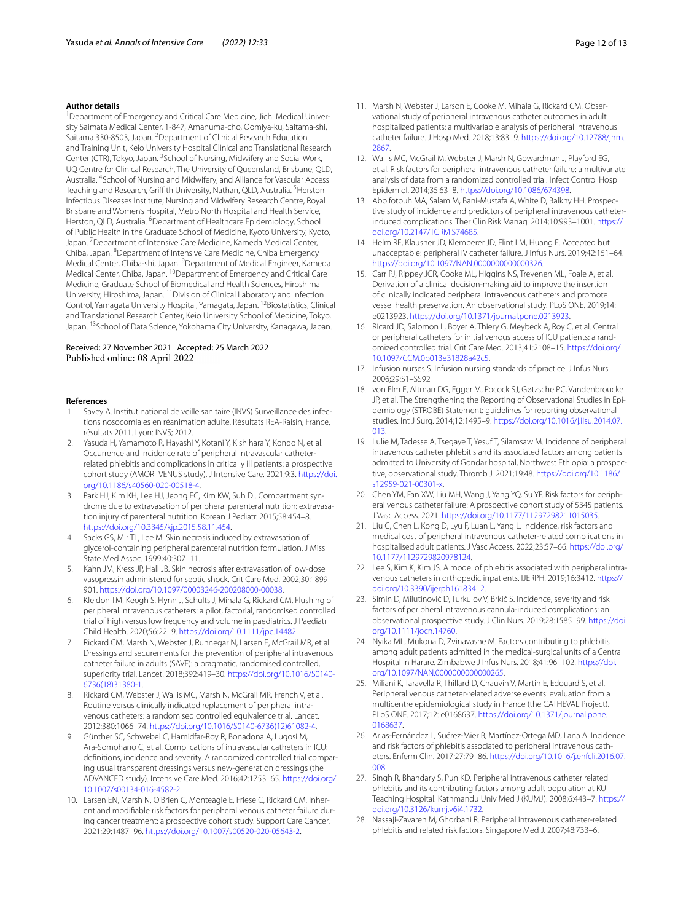#### Author details

[1]Department of Emergency and Critical Care Medicine, Jichi Medical University Saitama Medical Center, 1-847, Amanuma-cho, Oomiya-ku, Saitama-shi, Saitama 330-8503, Japan. [2]Department of Clinical Research Education and Training Unit, Keio University Hospital Clinical and Translational Research Center (CTR), Tokyo, Japan. [3]School of Nursing, Midwifery and Social Work, UQ Centre for Clinical Research, The University of Queensland, Brisbane, QLD, Australia. [4]School of Nursing and Midwifery, and Alliance for Vascular Access Teaching and Research, Griffith University, Nathan, QLD, Australia. [5]Herston Infectious Diseases Institute; Nursing and Midwifery Research Centre, Royal Brisbane and Women's Hospital, Metro North Hospital and Health Service, Herston, QLD, Australia. [6]Department of Healthcare Epidemiology, School of Public Health in the Graduate School of Medicine, Kyoto University, Kyoto, Japan. [7]Department of Intensive Care Medicine, Kameda Medical Center, Chiba, Japan. [8]Department of Intensive Care Medicine, Chiba Emergency Medical Center, Chiba-shi, Japan. [9]Department of Medical Engineer, Kameda Medical Center, Chiba, Japan. [10]Department of Emergency and Critical Care Medicine, Graduate School of Biomedical and Health Sciences, Hiroshima University, Hiroshima, Japan. [11]Division of Clinical Laboratory and Infection Control, Yamagata University Hospital, Yamagata, Japan. [12]Biostatistics, Clinical and Translational Research Center, Keio University School of Medicine, Tokyo, Japan. [13]School of Data Science, Yokohama City University, Kanagawa, Japan.

Received: 27 November 2021 Accepted: 25 March 2022
Published online: 08 April 2022

#### References

1. Savey A. Institut national de veille sanitaire (INVS) Surveillance des infections nosocomiales en réanimation adulte. Résultats REA-Raisin, France, résultats 2011. Lyon: INVS; 2012.
2. Yasuda H, Yamamoto R, Hayashi Y, Kotani Y, Kishihara Y, Kondo N, et al. Occurrence and incidence rate of peripheral intravascular catheter-related phlebitis and complications in critically ill patients: a prospective cohort study (AMOR–VENUS study). J Intensive Care. 2021;9:3. https://doi.org/10.1186/s40560-020-00518-4.
3. Park HJ, Kim KH, Lee HJ, Jeong EC, Kim KW, Suh DI. Compartment syndrome due to extravasation of peripheral parenteral nutrition: extravasation injury of parenteral nutrition. Korean J Pediatr. 2015;58:454–8. https://doi.org/10.3345/kjp.2015.58.11.454.
4. Sacks GS, Mir TL, Lee M. Skin necrosis induced by extravasation of glycerol-containing peripheral parenteral nutrition formulation. J Miss State Med Assoc. 1999;40:307–11.
5. Kahn JM, Kress JP, Hall JB. Skin necrosis after extravasation of low-dose vasopressin administered for septic shock. Crit Care Med. 2002;30:1899–901. https://doi.org/10.1097/00003246-200208000-00038.
6. Kleidon TM, Keogh S, Flynn J, Schults J, Mihala G, Rickard CM. Flushing of peripheral intravenous catheters: a pilot, factorial, randomised controlled trial of high versus low frequency and volume in paediatrics. J Paediatr Child Health. 2020;56:22–9. https://doi.org/10.1111/jpc.14482.
7. Rickard CM, Marsh N, Webster J, Runnegar N, Larsen E, McGrail MR, et al. Dressings and securements for the prevention of peripheral intravenous catheter failure in adults (SAVE): a pragmatic, randomised controlled, superiority trial. Lancet. 2018;392:419–30. https://doi.org/10.1016/S0140-6736(18)31380-1.
8. Rickard CM, Webster J, Wallis MC, Marsh N, McGrail MR, French V, et al. Routine versus clinically indicated replacement of peripheral intravenous catheters: a randomised controlled equivalence trial. Lancet. 2012;380:1066–74. https://doi.org/10.1016/S0140-6736(12)61082-4.
9. Günther SC, Schwebel C, Hamidfar-Roy R, Bonadona A, Lugosi M, Ara-Somohano C, et al. Complications of intravascular catheters in ICU: definitions, incidence and severity. A randomized controlled trial comparing usual transparent dressings versus new-generation dressings (the ADVANCED study). Intensive Care Med. 2016;42:1753–65. https://doi.org/10.1007/s00134-016-4582-2.
10. Larsen EN, Marsh N, O'Brien C, Monteagle E, Friese C, Rickard CM. Inherent and modifiable risk factors for peripheral venous catheter failure during cancer treatment: a prospective cohort study. Support Care Cancer. 2021;29:1487–96. https://doi.org/10.1007/s00520-020-05643-2.
11. Marsh N, Webster J, Larson E, Cooke M, Mihala G, Rickard CM. Observational study of peripheral intravenous catheter outcomes in adult hospitalized patients: a multivariable analysis of peripheral intravenous catheter failure. J Hosp Med. 2018;13:83–9. https://doi.org/10.12788/jhm.2867.
12. Wallis MC, McGrail M, Webster J, Marsh N, Gowardman J, Playford EG, et al. Risk factors for peripheral intravenous catheter failure: a multivariate analysis of data from a randomized controlled trial. Infect Control Hosp Epidemiol. 2014;35:63–8. https://doi.org/10.1086/674398.
13. Abolfotouh MA, Salam M, Bani-Mustafa A, White D, Balkhy HH. Prospective study of incidence and predictors of peripheral intravenous catheter-induced complications. Ther Clin Risk Manag. 2014;10:993–1001. https://doi.org/10.2147/TCRM.S74685.
14. Helm RE, Klausner JD, Klemperer JD, Flint LM, Huang E. Accepted but unacceptable: peripheral IV catheter failure. J Infus Nurs. 2019;42:151–64. https://doi.org/10.1097/NAN.0000000000000326.
15. Carr PJ, Rippey JCR, Cooke ML, Higgins NS, Trevenen ML, Foale A, et al. Derivation of a clinical decision-making aid to improve the insertion of clinically indicated peripheral intravenous catheters and promote vessel health preservation. An observational study. PLoS ONE. 2019;14:e0213923. https://doi.org/10.1371/journal.pone.0213923.
16. Ricard JD, Salomon L, Boyer A, Thiery G, Meybeck A, Roy C, et al. Central or peripheral catheters for initial venous access of ICU patients: a randomized controlled trial. Crit Care Med. 2013;41:2108–15. https://doi.org/10.1097/CCM.0b013e31828a42c5.
17. Infusion nurses S. Infusion nursing standards of practice. J Infus Nurs. 2006;29:S1–SS92
18. von Elm E, Altman DG, Egger M, Pocock SJ, Gøtzsche PC, Vandenbroucke JP, et al. The Strengthening the Reporting of Observational Studies in Epidemiology (STROBE) Statement: guidelines for reporting observational studies. Int J Surg. 2014;12:1495–9. https://doi.org/10.1016/j.ijsu.2014.07.013.
19. Lulie M, Tadesse A, Tsegaye T, Yesuf T, Silamsaw M. Incidence of peripheral intravenous catheter phlebitis and its associated factors among patients admitted to University of Gondar hospital, Northwest Ethiopia: a prospective, observational study. Thromb J. 2021;19:48. https://doi.org/10.1186/s12959-021-00301-x.
20. Chen YM, Fan XW, Liu MH, Wang J, Yang YQ, Su YF. Risk factors for peripheral venous catheter failure: A prospective cohort study of 5345 patients. J Vasc Access. 2021. https://doi.org/10.1177/11297298211015035.
21. Liu C, Chen L, Kong D, Lyu F, Luan L, Yang L. Incidence, risk factors and medical cost of peripheral intravenous catheter-related complications in hospitalised adult patients. J Vasc Access. 2022;23:57–66. https://doi.org/10.1177/1129729820978124.
22. Lee S, Kim K, Kim JS. A model of phlebitis associated with peripheral intravenous catheters in orthopedic inpatients. IJERPH. 2019;16:3412. https://doi.org/10.3390/ijerph16183412.
23. Simin D, Milutinović D, Turkulov V, Brkić S. Incidence, severity and risk factors of peripheral intravenous cannula-induced complications: an observational prospective study. J Clin Nurs. 2019;28:1585–99. https://doi.org/10.1111/jocn.14760.
24. Nyika ML, Mukona D, Zvinavashe M. Factors contributing to phlebitis among adult patients admitted in the medical-surgical units of a Central Hospital in Harare. Zimbabwe J Infus Nurs. 2018;41:96–102. https://doi.org/10.1097/NAN.0000000000000265.
25. Miliani K, Taravella R, Thillard D, Chauvin V, Martin E, Edouard S, et al. Peripheral venous catheter-related adverse events: evaluation from a multicentre epidemiological study in France (the CATHEVAL Project). PLoS ONE. 2017;12: e0168637. https://doi.org/10.1371/journal.pone.0168637.
26. Arias-Fernández L, Suérez-Mier B, Martínez-Ortega MD, Lana A. Incidence and risk factors of phlebitis associated to peripheral intravenous catheters. Enferm Clin. 2017;27:79–86. https://doi.org/10.1016/j.enfcli.2016.07.008.
27. Singh R, Bhandary S, Pun KD. Peripheral intravenous catheter related phlebitis and its contributing factors among adult population at KU Teaching Hospital. Kathmandu Univ Med J (KUMJ). 2008;6:443–7. https://doi.org/10.3126/kumj.v6i4.1732.
28. Nassaji-Zavareh M, Ghorbani R. Peripheral intravenous catheter-related phlebitis and related risk factors. Singapore Med J. 2007;48:733–6.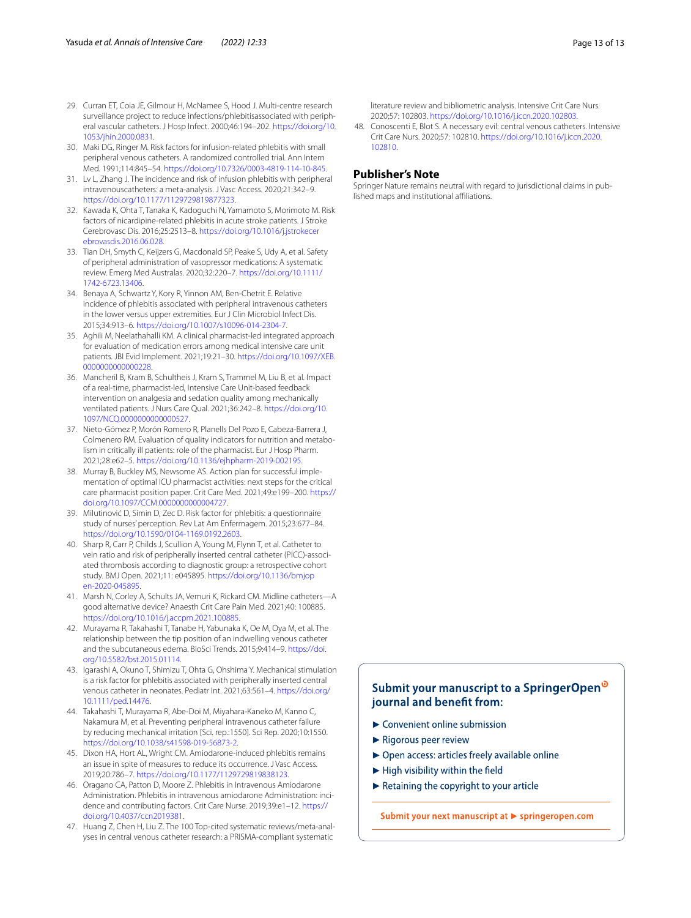29. Curran ET, Coia JE, Gilmour H, McNamee S, Hood J. Multi-centre research surveillance project to reduce infections/phlebitisassociated with peripheral vascular catheters. J Hosp Infect. 2000;46:194–202. https://doi.org/10.1053/jhin.2000.0831.
30. Maki DG, Ringer M. Risk factors for infusion-related phlebitis with small peripheral venous catheters. A randomized controlled trial. Ann Intern Med. 1991;114:845–54. https://doi.org/10.7326/0003-4819-114-10-845.
31. Lv L, Zhang J. The incidence and risk of infusion phlebitis with peripheral intravenouscatheters: a meta-analysis. J Vasc Access. 2020;21:342–9. https://doi.org/10.1177/1129729819877323.
32. Kawada K, Ohta T, Tanaka K, Kadoguchi N, Yamamoto S, Morimoto M. Risk factors of nicardipine-related phlebitis in acute stroke patients. J Stroke Cerebrovasc Dis. 2016;25:2513–8. https://doi.org/10.1016/j.jstrokecerebrovasdis.2016.06.028.
33. Tian DH, Smyth C, Keijzers G, Macdonald SP, Peake S, Udy A, et al. Safety of peripheral administration of vasopressor medications: A systematic review. Emerg Med Australas. 2020;32:220–7. https://doi.org/10.1111/1742-6723.13406.
34. Benaya A, Schwartz Y, Kory R, Yinnon AM, Ben-Chetrit E. Relative incidence of phlebitis associated with peripheral intravenous catheters in the lower versus upper extremities. Eur J Clin Microbiol Infect Dis. 2015;34:913–6. https://doi.org/10.1007/s10096-014-2304-7.
35. Aghili M, Neelathahalli KM. A clinical pharmacist-led integrated approach for evaluation of medication errors among medical intensive care unit patients. JBI Evid Implement. 2021;19:21–30. https://doi.org/10.1097/XEB.0000000000000228.
36. Mancheril B, Kram B, Schultheis J, Kram S, Trammel M, Liu B, et al. Impact of a real-time, pharmacist-led, Intensive Care Unit-based feedback intervention on analgesia and sedation quality among mechanically ventilated patients. J Nurs Care Qual. 2021;36:242–8. https://doi.org/10.1097/NCQ.0000000000000527.
37. Nieto-Gómez P, Morón Romero R, Planells Del Pozo E, Cabeza-Barrera J, Colmenero RM. Evaluation of quality indicators for nutrition and metabolism in critically ill patients: role of the pharmacist. Eur J Hosp Pharm. 2021;28:e62–5. https://doi.org/10.1136/ejhpharm-2019-002195.
38. Murray B, Buckley MS, Newsome AS. Action plan for successful implementation of optimal ICU pharmacist activities: next steps for the critical care pharmacist position paper. Crit Care Med. 2021;49:e199–200. https://doi.org/10.1097/CCM.0000000000004727.
39. Milutinović D, Simin D, Zec D. Risk factor for phlebitis: a questionnaire study of nurses' perception. Rev Lat Am Enfermagem. 2015;23:677–84. https://doi.org/10.1590/0104-1169.0192.2603.
40. Sharp R, Carr P, Childs J, Scullion A, Young M, Flynn T, et al. Catheter to vein ratio and risk of peripherally inserted central catheter (PICC)-associated thrombosis according to diagnostic group: a retrospective cohort study. BMJ Open. 2021;11: e045895. https://doi.org/10.1136/bmjopen-2020-045895.
41. Marsh N, Corley A, Schults JA, Vemuri K, Rickard CM. Midline catheters—A good alternative device? Anaesth Crit Care Pain Med. 2021;40: 100885. https://doi.org/10.1016/j.accpm.2021.100885.
42. Murayama R, Takahashi T, Tanabe H, Yabunaka K, Oe M, Oya M, et al. The relationship between the tip position of an indwelling venous catheter and the subcutaneous edema. BioSci Trends. 2015;9:414–9. https://doi.org/10.5582/bst.2015.01114.
43. Igarashi A, Okuno T, Shimizu T, Ohta G, Ohshima Y. Mechanical stimulation is a risk factor for phlebitis associated with peripherally inserted central venous catheter in neonates. Pediatr Int. 2021;63:561–4. https://doi.org/10.1111/ped.14476.
44. Takahashi T, Murayama R, Abe-Doi M, Miyahara-Kaneko M, Kanno C, Nakamura M, et al. Preventing peripheral intravenous catheter failure by reducing mechanical irritation [Sci. rep.:1550]. Sci Rep. 2020;10:1550. https://doi.org/10.1038/s41598-019-56873-2.
45. Dixon HA, Hort AL, Wright CM. Amiodarone-induced phlebitis remains an issue in spite of measures to reduce its occurrence. J Vasc Access. 2019;20:786–7. https://doi.org/10.1177/1129729819838123.
46. Oragano CA, Patton D, Moore Z. Phlebitis in Intravenous Amiodarone Administration. Phlebitis in intravenous amiodarone administration: incidence and contributing factors. Crit Care Nurse. 2019;39:e1–12. https://doi.org/10.4037/ccn2019381.
47. Huang Z, Chen H, Liu Z. The 100 Top-cited systematic reviews/meta-analyses in central venous catheter research: a PRISMA-compliant systematic literature review and bibliometric analysis. Intensive Crit Care Nurs. 2020;57: 102803. https://doi.org/10.1016/j.iccn.2020.102803.
48. Conoscenti E, Blot S. A necessary evil: central venous catheters. Intensive Crit Care Nurs. 2020;57: 102810. https://doi.org/10.1016/j.iccn.2020.102810.

## Publisher's Note

Springer Nature remains neutral with regard to jurisdictional claims in published maps and institutional affiliations.